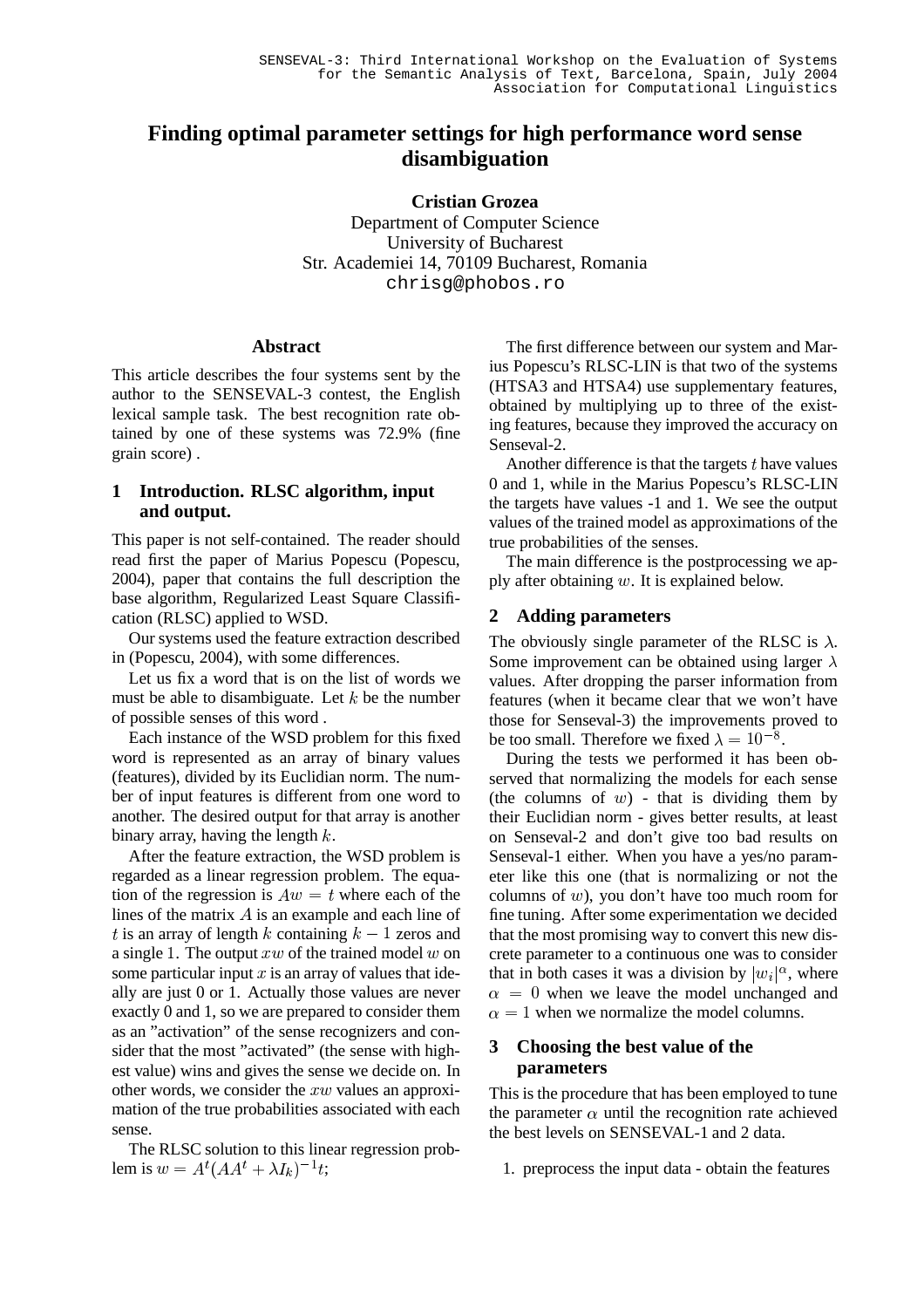# Finding optimal parameter settings for high performance word sense disambiguation

**Cristian Grozea**
Department of Computer Science
University of Bucharest
Str. Academiei 14, 70109 Bucharest, Romania
chrisg@phobos.ro

## Abstract

This article describes the four systems sent by the author to the SENSEVAL-3 contest, the English lexical sample task. The best recognition rate obtained by one of these systems was 72.9% (fine grain score) .

## 1 Introduction. RLSC algorithm, input and output.

This paper is not self-contained. The reader should read first the paper of Marius Popescu (Popescu, 2004), paper that contains the full description the base algorithm, Regularized Least Square Classification (RLSC) applied to WSD.

Our systems used the feature extraction described in (Popescu, 2004), with some differences.

Let us fix a word that is on the list of words we must be able to disambiguate. Let $k$ be the number of possible senses of this word .

Each instance of the WSD problem for this fixed word is represented as an array of binary values (features), divided by its Euclidian norm. The number of input features is different from one word to another. The desired output for that array is another binary array, having the length $k$.

After the feature extraction, the WSD problem is regarded as a linear regression problem. The equation of the regression is $Aw = t$ where each of the lines of the matrix $A$ is an example and each line of $t$ is an array of length $k$ containing $k-1$ zeros and a single 1. The output $xw$ of the trained model $w$ on some particular input $x$ is an array of values that ideally are just 0 or 1. Actually those values are never exactly 0 and 1, so we are prepared to consider them as an "activation" of the sense recognizers and consider that the most "activated" (the sense with highest value) wins and gives the sense we decide on. In other words, we consider the $xw$ values an approximation of the true probabilities associated with each sense.

The RLSC solution to this linear regression problem is $w = A^t(AA^t + \lambda I_k)^{-1}t$;

The first difference between our system and Marius Popescu's RLSC-LIN is that two of the systems (HTSA3 and HTSA4) use supplementary features, obtained by multiplying up to three of the existing features, because they improved the accuracy on Senseval-2.

Another difference is that the targets $t$ have values 0 and 1, while in the Marius Popescu's RLSC-LIN the targets have values -1 and 1. We see the output values of the trained model as approximations of the true probabilities of the senses.

The main difference is the postprocessing we apply after obtaining $w$. It is explained below.

## 2 Adding parameters

The obviously single parameter of the RLSC is $\lambda$. Some improvement can be obtained using larger $\lambda$ values. After dropping the parser information from features (when it became clear that we won't have those for Senseval-3) the improvements proved to be too small. Therefore we fixed $\lambda = 10^{-8}$.

During the tests we performed it has been observed that normalizing the models for each sense (the columns of $w$) - that is dividing them by their Euclidian norm - gives better results, at least on Senseval-2 and don't give too bad results on Senseval-1 either. When you have a yes/no parameter like this one (that is normalizing or not the columns of $w$), you don't have too much room for fine tuning. After some experimentation we decided that the most promising way to convert this new discrete parameter to a continuous one was to consider that in both cases it was a division by $|w_i|^\alpha$, where $\alpha = 0$ when we leave the model unchanged and $\alpha = 1$ when we normalize the model columns.

## 3 Choosing the best value of the parameters

This is the procedure that has been employed to tune the parameter $\alpha$ until the recognition rate achieved the best levels on SENSEVAL-1 and 2 data.

1. preprocess the input data - obtain the features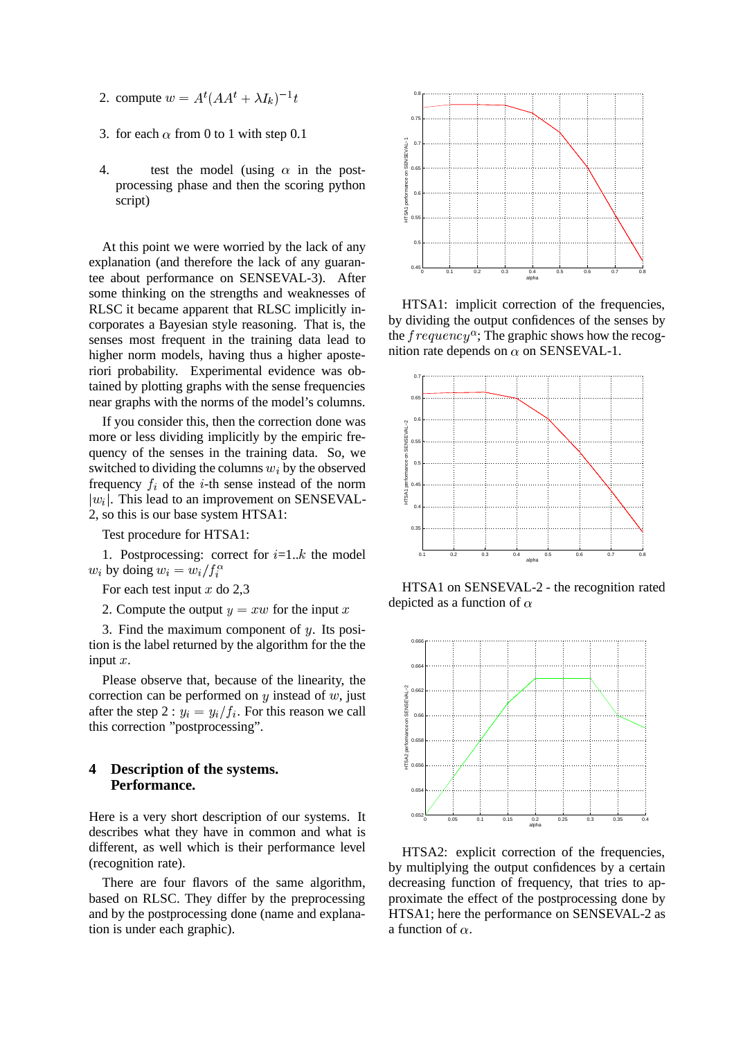2. compute $w = A^t(AA^t + \lambda I_k)^{-1}t$

3. for each $\alpha$ from 0 to 1 with step 0.1

4. test the model (using $\alpha$ in the post-processing phase and then the scoring python script)

At this point we were worried by the lack of any explanation (and therefore the lack of any guarantee about performance on SENSEVAL-3). After some thinking on the strengths and weaknesses of RLSC it became apparent that RLSC implicitly incorporates a Bayesian style reasoning. That is, the senses most frequent in the training data lead to higher norm models, having thus a higher aposteriori probability. Experimental evidence was obtained by plotting graphs with the sense frequencies near graphs with the norms of the model's columns.

If you consider this, then the correction done was more or less dividing implicitly by the empiric frequency of the senses in the training data. So, we switched to dividing the columns $w_i$ by the observed frequency $f_i$ of the $i$-th sense instead of the norm $|w_i|$. This lead to an improvement on SENSEVAL-2, so this is our base system HTSA1:

Test procedure for HTSA1:

1. Postprocessing: correct for $i$=1..$k$ the model $w_i$ by doing $w_i = w_i/f_i^\alpha$

For each test input $x$ do 2,3

2. Compute the output $y = xw$ for the input $x$

3. Find the maximum component of $y$. Its position is the label returned by the algorithm for the the input $x$.

Please observe that, because of the linearity, the correction can be performed on $y$ instead of $w$, just after the step 2 : $y_i = y_i/f_i$. For this reason we call this correction "postprocessing".

## 4 Description of the systems. Performance.

Here is a very short description of our systems. It describes what they have in common and what is different, as well which is their performance level (recognition rate).

There are four flavors of the same algorithm, based on RLSC. They differ by the preprocessing and by the postprocessing done (name and explanation is under each graphic).

HTSA1: implicit correction of the frequencies, by dividing the output confidences of the senses by the $frequency^\alpha$; The graphic shows how the recognition rate depends on $\alpha$ on SENSEVAL-1.

HTSA1 on SENSEVAL-2 - the recognition rated depicted as a function of $\alpha$

HTSA2: explicit correction of the frequencies, by multiplying the output confidences by a certain decreasing function of frequency, that tries to approximate the effect of the postprocessing done by HTSA1; here the performance on SENSEVAL-2 as a function of $\alpha$.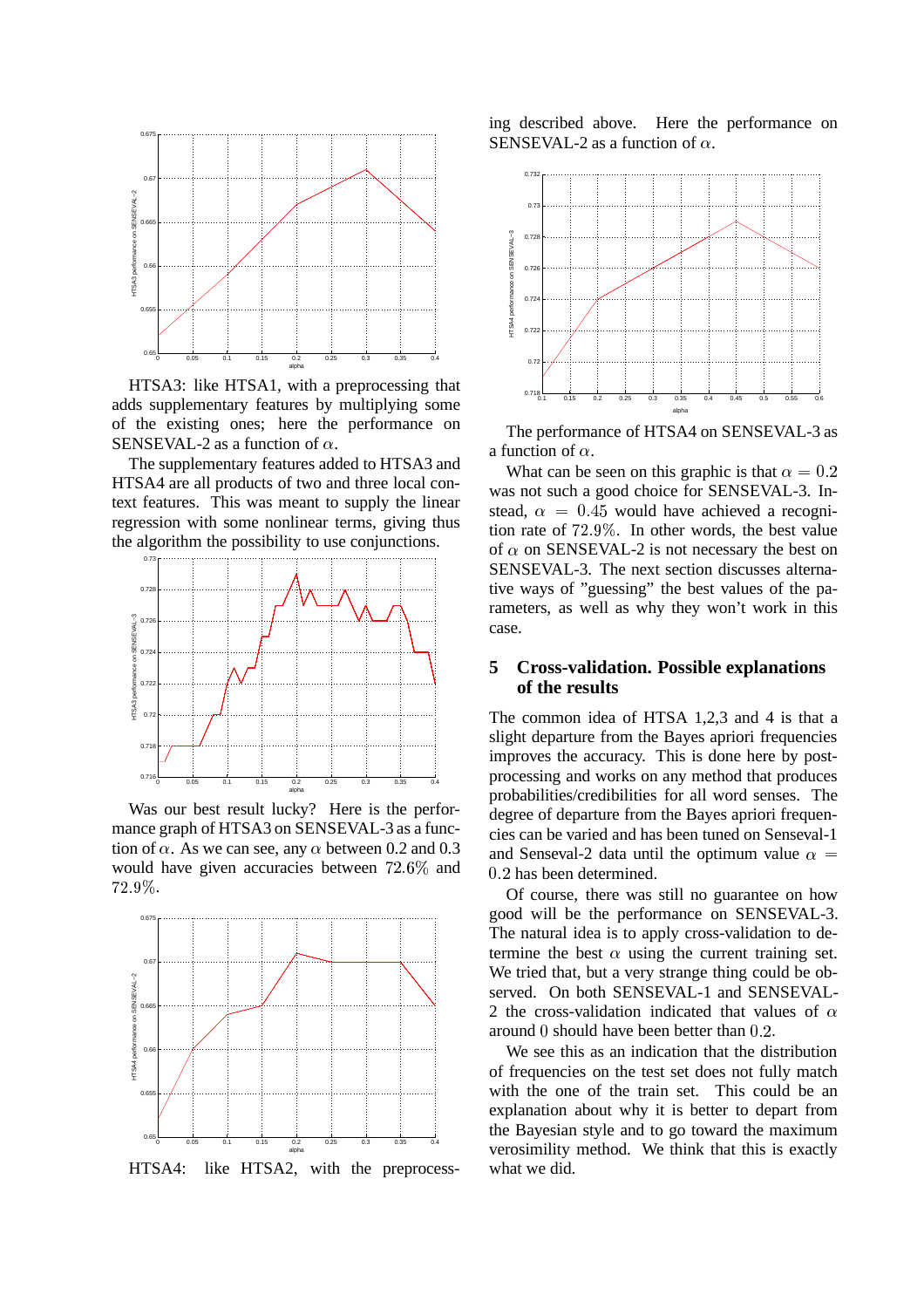HTSA3: like HTSA1, with a preprocessing that adds supplementary features by multiplying some of the existing ones; here the performance on SENSEVAL-2 as a function of $\alpha$.

The supplementary features added to HTSA3 and HTSA4 are all products of two and three local context features. This was meant to supply the linear regression with some nonlinear terms, giving thus the algorithm the possibility to use conjunctions.

Was our best result lucky? Here is the performance graph of HTSA3 on SENSEVAL-3 as a function of $\alpha$. As we can see, any $\alpha$ between 0.2 and 0.3 would have given accuracies between $72.6\%$ and $72.9\%$.

HTSA4: like HTSA2, with the preprocessing described above. Here the performance on SENSEVAL-2 as a function of $\alpha$.

The performance of HTSA4 on SENSEVAL-3 as a function of $\alpha$.

What can be seen on this graphic is that $\alpha = 0.2$ was not such a good choice for SENSEVAL-3. Instead, $\alpha = 0.45$ would have achieved a recognition rate of $72.9\%$. In other words, the best value of $\alpha$ on SENSEVAL-2 is not necessary the best on SENSEVAL-3. The next section discusses alternative ways of "guessing" the best values of the parameters, as well as why they won't work in this case.

## 5 Cross-validation. Possible explanations of the results

The common idea of HTSA 1,2,3 and 4 is that a slight departure from the Bayes apriori frequencies improves the accuracy. This is done here by post-processing and works on any method that produces probabilities/credibilities for all word senses. The degree of departure from the Bayes apriori frequencies can be varied and has been tuned on Senseval-1 and Senseval-2 data until the optimum value $\alpha = 0.2$ has been determined.

Of course, there was still no guarantee on how good will be the performance on SENSEVAL-3. The natural idea is to apply cross-validation to determine the best $\alpha$ using the current training set. We tried that, but a very strange thing could be observed. On both SENSEVAL-1 and SENSEVAL-2 the cross-validation indicated that values of $\alpha$ around $0$ should have been better than $0.2$.

We see this as an indication that the distribution of frequencies on the test set does not fully match with the one of the train set. This could be an explanation about why it is better to depart from the Bayesian style and to go toward the maximum verosimility method. We think that this is exactly what we did.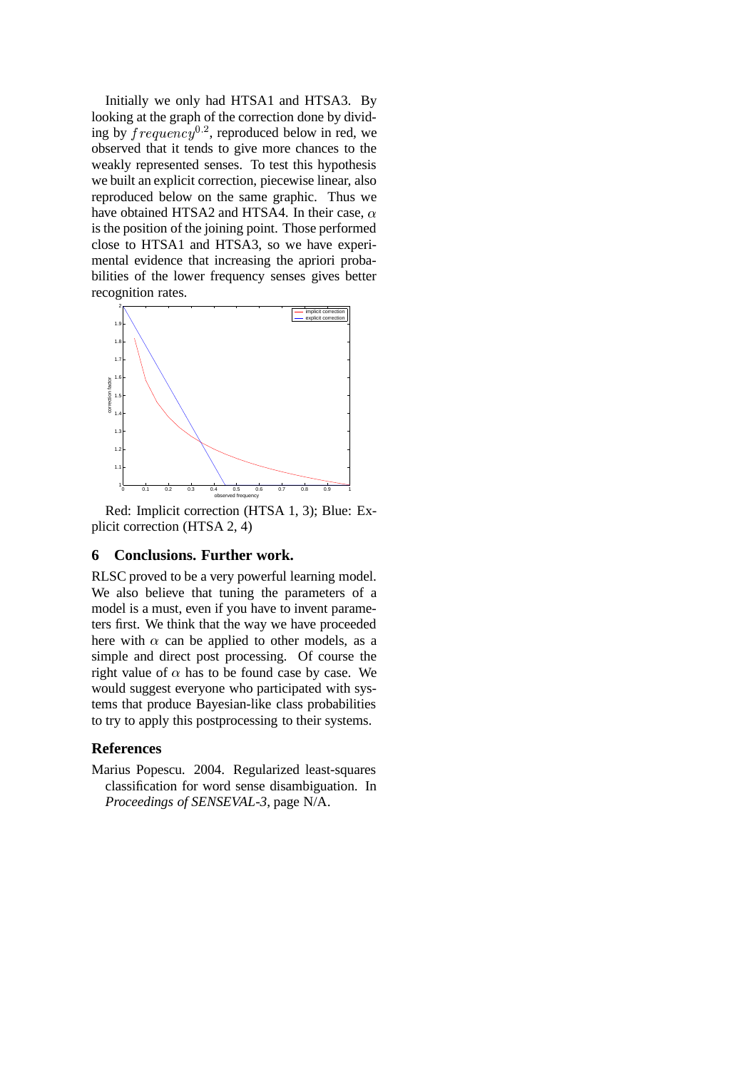Initially we only had HTSA1 and HTSA3. By looking at the graph of the correction done by dividing by $frequency^{0.2}$, reproduced below in red, we observed that it tends to give more chances to the weakly represented senses. To test this hypothesis we built an explicit correction, piecewise linear, also reproduced below on the same graphic. Thus we have obtained HTSA2 and HTSA4. In their case, $\alpha$ is the position of the joining point. Those performed close to HTSA1 and HTSA3, so we have experimental evidence that increasing the apriori probabilities of the lower frequency senses gives better recognition rates.

implicit correction
explicit correction
correction factor
observed frequency
2
1.9
1.8
1.7
1.6
1.5
1.4
1.3
1.2
1.1
1
0
0.1
0.2
0.3
0.4
0.5
0.6
0.7
0.8
0.9
1

Red: Implicit correction (HTSA 1, 3); Blue: Explicit correction (HTSA 2, 4)

## 6 Conclusions. Further work.

RLSC proved to be a very powerful learning model. We also believe that tuning the parameters of a model is a must, even if you have to invent parameters first. We think that the way we have proceeded here with $\alpha$ can be applied to other models, as a simple and direct post processing. Of course the right value of $\alpha$ has to be found case by case. We would suggest everyone who participated with systems that produce Bayesian-like class probabilities to try to apply this postprocessing to their systems.

## References

Marius Popescu. 2004. Regularized least-squares classification for word sense disambiguation. In *Proceedings of SENSEVAL-3*, page N/A.